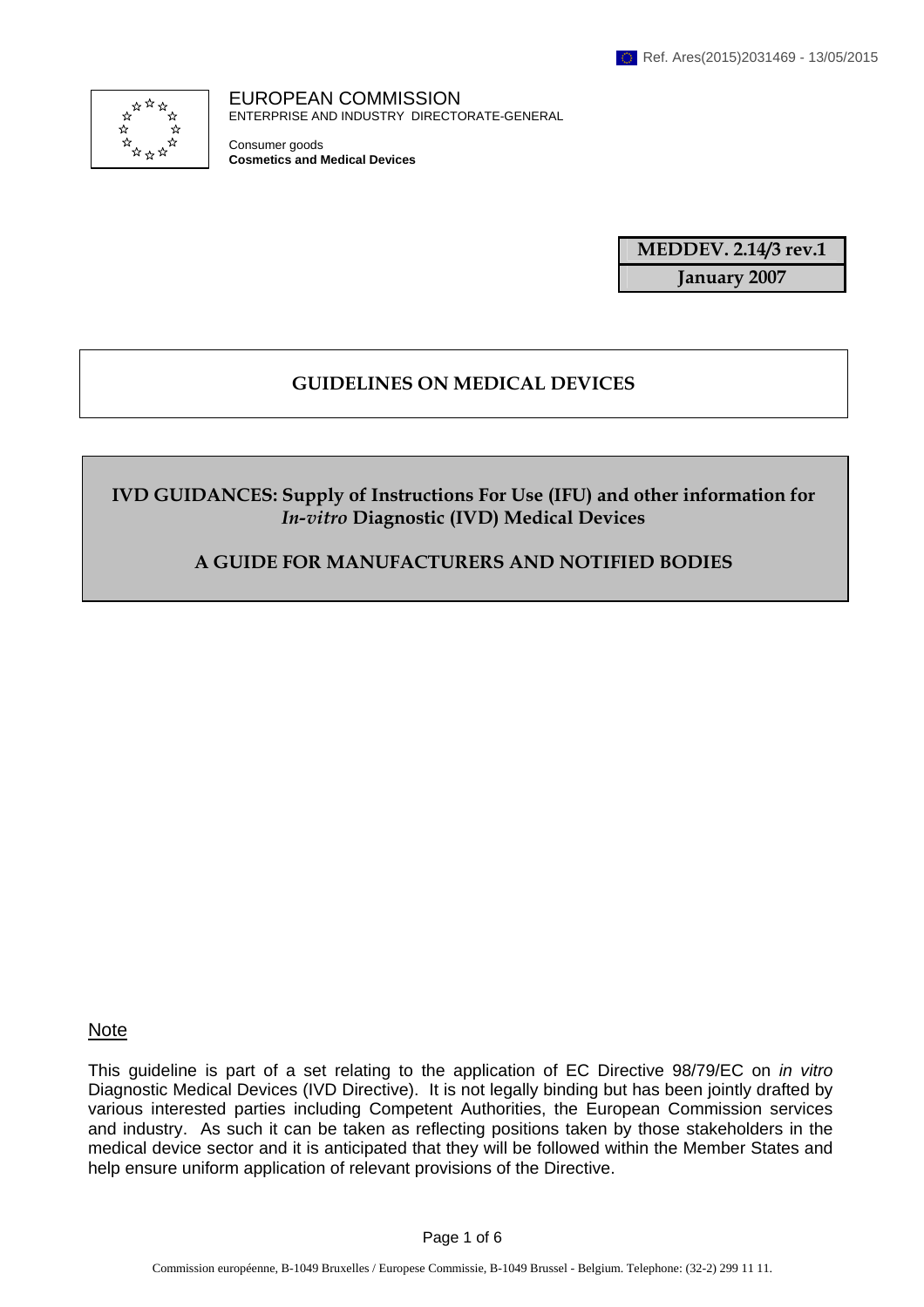Ref. Ares(2015)2031469 - 13/05/2015

EUROPEAN COMMISSION
ENTERPRISE AND INDUSTRY DIRECTORATE-GENERAL

Consumer goods
**Cosmetics and Medical Devices**

| **MEDDEV. 2.14/3 rev.1** |
| --- |
| **January 2007** |

# GUIDELINES ON MEDICAL DEVICES

## IVD GUIDANCES: Supply of Instructions For Use (IFU) and other information for *In-vitro* Diagnostic (IVD) Medical Devices

## A GUIDE FOR MANUFACTURERS AND NOTIFIED BODIES

Note

This guideline is part of a set relating to the application of EC Directive 98/79/EC on *in vitro* Diagnostic Medical Devices (IVD Directive). It is not legally binding but has been jointly drafted by various interested parties including Competent Authorities, the European Commission services and industry. As such it can be taken as reflecting positions taken by those stakeholders in the medical device sector and it is anticipated that they will be followed within the Member States and help ensure uniform application of relevant provisions of the Directive.

Commission européenne, B-1049 Bruxelles / Europese Commissie, B-1049 Brussel - Belgium. Telephone: (32-2) 299 11 11.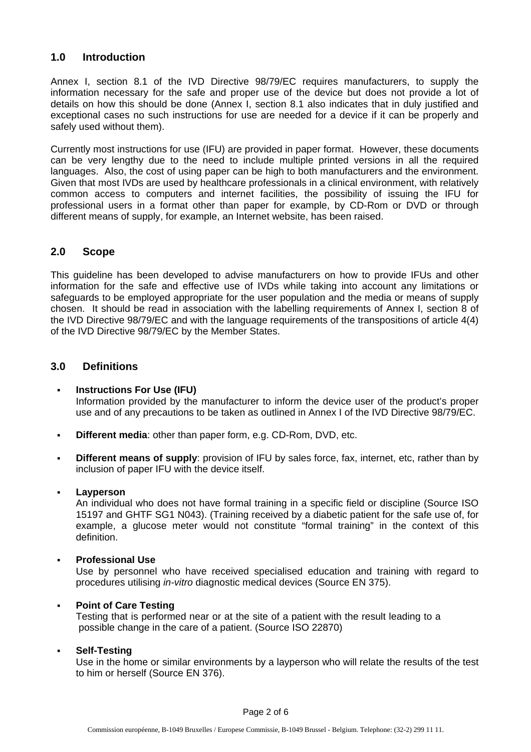## 1.0 Introduction

Annex I, section 8.1 of the IVD Directive 98/79/EC requires manufacturers, to supply the information necessary for the safe and proper use of the device but does not provide a lot of details on how this should be done (Annex I, section 8.1 also indicates that in duly justified and exceptional cases no such instructions for use are needed for a device if it can be properly and safely used without them).

Currently most instructions for use (IFU) are provided in paper format. However, these documents can be very lengthy due to the need to include multiple printed versions in all the required languages. Also, the cost of using paper can be high to both manufacturers and the environment. Given that most IVDs are used by healthcare professionals in a clinical environment, with relatively common access to computers and internet facilities, the possibility of issuing the IFU for professional users in a format other than paper for example, by CD-Rom or DVD or through different means of supply, for example, an Internet website, has been raised.

## 2.0 Scope

This guideline has been developed to advise manufacturers on how to provide IFUs and other information for the safe and effective use of IVDs while taking into account any limitations or safeguards to be employed appropriate for the user population and the media or means of supply chosen. It should be read in association with the labelling requirements of Annex I, section 8 of the IVD Directive 98/79/EC and with the language requirements of the transpositions of article 4(4) of the IVD Directive 98/79/EC by the Member States.

## 3.0 Definitions

- **Instructions For Use (IFU)**
  Information provided by the manufacturer to inform the device user of the product's proper use and of any precautions to be taken as outlined in Annex I of the IVD Directive 98/79/EC.

- **Different media**: other than paper form, e.g. CD-Rom, DVD, etc.

- **Different means of supply**: provision of IFU by sales force, fax, internet, etc, rather than by inclusion of paper IFU with the device itself.

- **Layperson**
  An individual who does not have formal training in a specific field or discipline (Source ISO 15197 and GHTF SG1 N043). (Training received by a diabetic patient for the safe use of, for example, a glucose meter would not constitute "formal training" in the context of this definition.

- **Professional Use**
  Use by personnel who have received specialised education and training with regard to procedures utilising *in-vitro* diagnostic medical devices (Source EN 375).

- **Point of Care Testing**
  Testing that is performed near or at the site of a patient with the result leading to a possible change in the care of a patient. (Source ISO 22870)

- **Self-Testing**
  Use in the home or similar environments by a layperson who will relate the results of the test to him or herself (Source EN 376).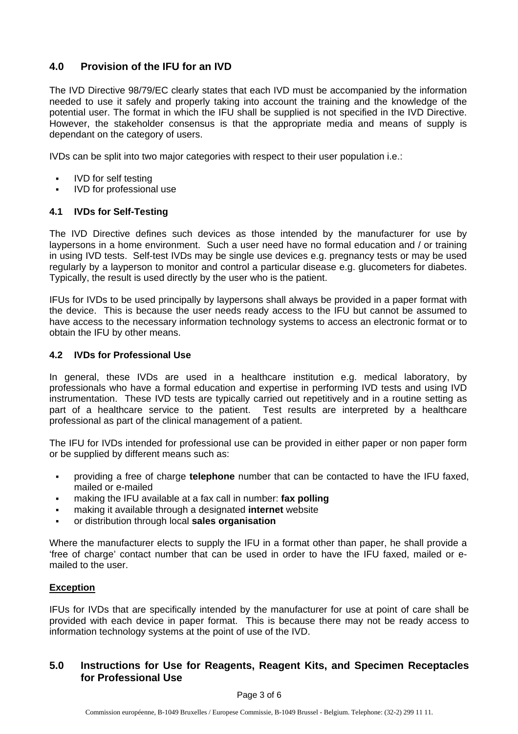## 4.0 Provision of the IFU for an IVD

The IVD Directive 98/79/EC clearly states that each IVD must be accompanied by the information needed to use it safely and properly taking into account the training and the knowledge of the potential user. The format in which the IFU shall be supplied is not specified in the IVD Directive. However, the stakeholder consensus is that the appropriate media and means of supply is dependant on the category of users.

IVDs can be split into two major categories with respect to their user population i.e.:

- IVD for self testing
- IVD for professional use

### 4.1 IVDs for Self-Testing

The IVD Directive defines such devices as those intended by the manufacturer for use by laypersons in a home environment. Such a user need have no formal education and / or training in using IVD tests. Self-test IVDs may be single use devices e.g. pregnancy tests or may be used regularly by a layperson to monitor and control a particular disease e.g. glucometers for diabetes. Typically, the result is used directly by the user who is the patient.

IFUs for IVDs to be used principally by laypersons shall always be provided in a paper format with the device. This is because the user needs ready access to the IFU but cannot be assumed to have access to the necessary information technology systems to access an electronic format or to obtain the IFU by other means.

### 4.2 IVDs for Professional Use

In general, these IVDs are used in a healthcare institution e.g. medical laboratory, by professionals who have a formal education and expertise in performing IVD tests and using IVD instrumentation. These IVD tests are typically carried out repetitively and in a routine setting as part of a healthcare service to the patient. Test results are interpreted by a healthcare professional as part of the clinical management of a patient.

The IFU for IVDs intended for professional use can be provided in either paper or non paper form or be supplied by different means such as:

- providing a free of charge **telephone** number that can be contacted to have the IFU faxed, mailed or e-mailed
- making the IFU available at a fax call in number: **fax polling**
- making it available through a designated **internet** website
- or distribution through local **sales organisation**

Where the manufacturer elects to supply the IFU in a format other than paper, he shall provide a 'free of charge' contact number that can be used in order to have the IFU faxed, mailed or e-mailed to the user.

**Exception**

IFUs for IVDs that are specifically intended by the manufacturer for use at point of care shall be provided with each device in paper format. This is because there may not be ready access to information technology systems at the point of use of the IVD.

## 5.0 Instructions for Use for Reagents, Reagent Kits, and Specimen Receptacles for Professional Use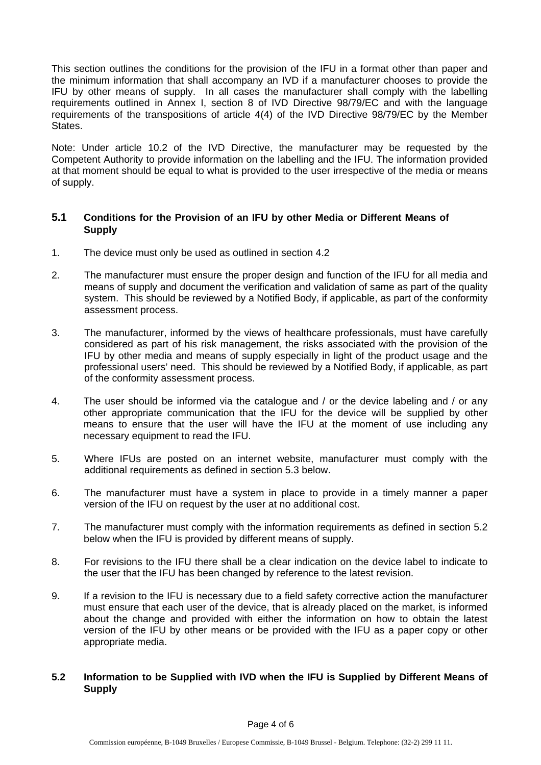This section outlines the conditions for the provision of the IFU in a format other than paper and the minimum information that shall accompany an IVD if a manufacturer chooses to provide the IFU by other means of supply. In all cases the manufacturer shall comply with the labelling requirements outlined in Annex I, section 8 of IVD Directive 98/79/EC and with the language requirements of the transpositions of article 4(4) of the IVD Directive 98/79/EC by the Member States.

Note: Under article 10.2 of the IVD Directive, the manufacturer may be requested by the Competent Authority to provide information on the labelling and the IFU. The information provided at that moment should be equal to what is provided to the user irrespective of the media or means of supply.

## 5.1 Conditions for the Provision of an IFU by other Media or Different Means of Supply

1. The device must only be used as outlined in section 4.2

2. The manufacturer must ensure the proper design and function of the IFU for all media and means of supply and document the verification and validation of same as part of the quality system. This should be reviewed by a Notified Body, if applicable, as part of the conformity assessment process.

3. The manufacturer, informed by the views of healthcare professionals, must have carefully considered as part of his risk management, the risks associated with the provision of the IFU by other media and means of supply especially in light of the product usage and the professional users' need. This should be reviewed by a Notified Body, if applicable, as part of the conformity assessment process.

4. The user should be informed via the catalogue and / or the device labeling and / or any other appropriate communication that the IFU for the device will be supplied by other means to ensure that the user will have the IFU at the moment of use including any necessary equipment to read the IFU.

5. Where IFUs are posted on an internet website, manufacturer must comply with the additional requirements as defined in section 5.3 below.

6. The manufacturer must have a system in place to provide in a timely manner a paper version of the IFU on request by the user at no additional cost.

7. The manufacturer must comply with the information requirements as defined in section 5.2 below when the IFU is provided by different means of supply.

8. For revisions to the IFU there shall be a clear indication on the device label to indicate to the user that the IFU has been changed by reference to the latest revision.

9. If a revision to the IFU is necessary due to a field safety corrective action the manufacturer must ensure that each user of the device, that is already placed on the market, is informed about the change and provided with either the information on how to obtain the latest version of the IFU by other means or be provided with the IFU as a paper copy or other appropriate media.

## 5.2 Information to be Supplied with IVD when the IFU is Supplied by Different Means of Supply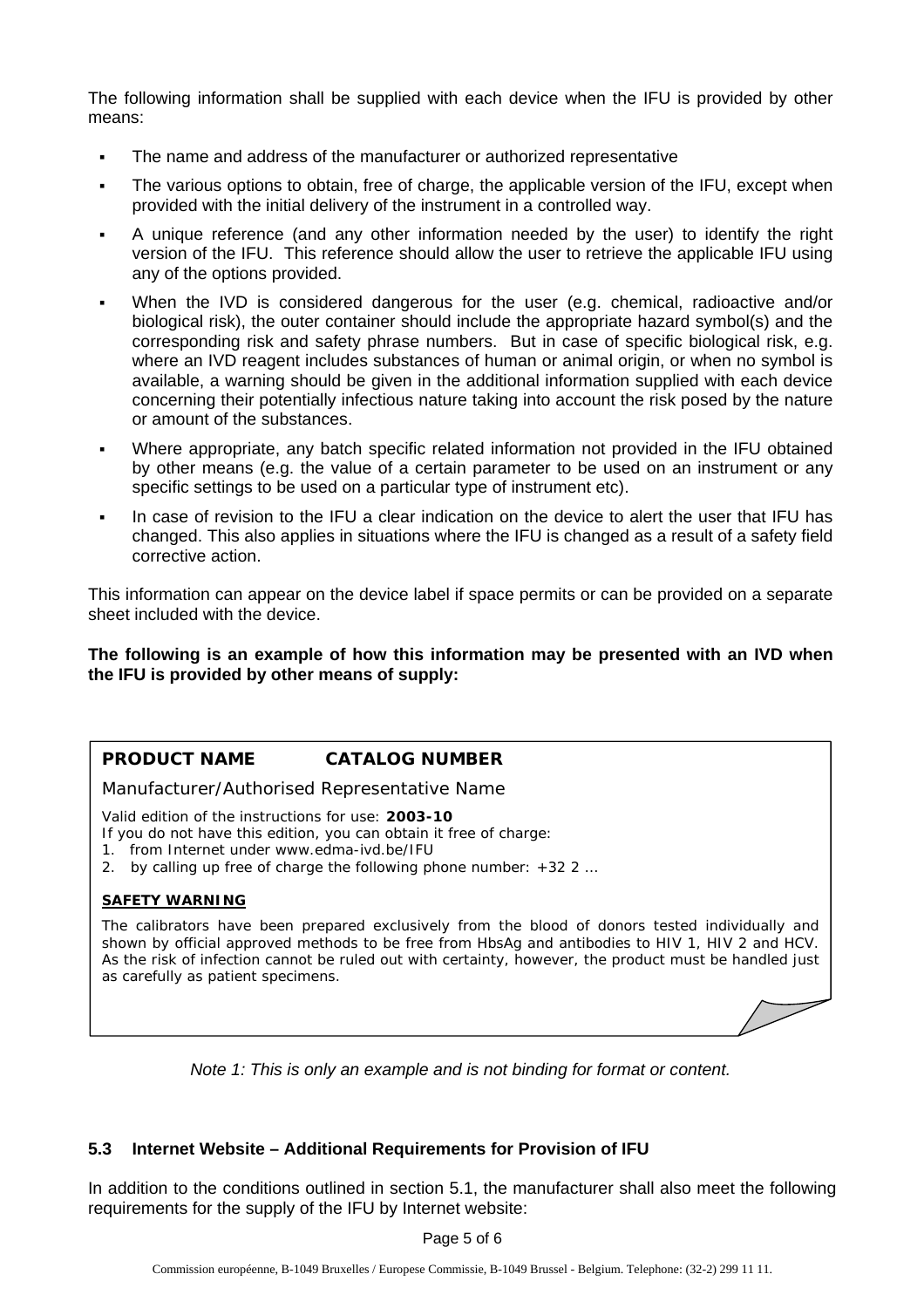The following information shall be supplied with each device when the IFU is provided by other means:

- The name and address of the manufacturer or authorized representative
- The various options to obtain, free of charge, the applicable version of the IFU, except when provided with the initial delivery of the instrument in a controlled way.
- A unique reference (and any other information needed by the user) to identify the right version of the IFU. This reference should allow the user to retrieve the applicable IFU using any of the options provided.
- When the IVD is considered dangerous for the user (e.g. chemical, radioactive and/or biological risk), the outer container should include the appropriate hazard symbol(s) and the corresponding risk and safety phrase numbers. But in case of specific biological risk, e.g. where an IVD reagent includes substances of human or animal origin, or when no symbol is available, a warning should be given in the additional information supplied with each device concerning their potentially infectious nature taking into account the risk posed by the nature or amount of the substances.
- Where appropriate, any batch specific related information not provided in the IFU obtained by other means (e.g. the value of a certain parameter to be used on an instrument or any specific settings to be used on a particular type of instrument etc).
- In case of revision to the IFU a clear indication on the device to alert the user that IFU has changed. This also applies in situations where the IFU is changed as a result of a safety field corrective action.

This information can appear on the device label if space permits or can be provided on a separate sheet included with the device.

**The following is an example of how this information may be presented with an IVD when the IFU is provided by other means of supply:**

---

**PRODUCT NAME** **CATALOG NUMBER**

Manufacturer/Authorised Representative Name

Valid edition of the instructions for use: **2003-10**
If you do not have this edition, you can obtain it free of charge:

1. from Internet under www.edma-ivd.be/IFU
2. by calling up free of charge the following phone number: +32 2 …

**SAFETY WARNING**

The calibrators have been prepared exclusively from the blood of donors tested individually and shown by official approved methods to be free from HbsAg and antibodies to HIV 1, HIV 2 and HCV. As the risk of infection cannot be ruled out with certainty, however, the product must be handled just as carefully as patient specimens.

---

*Note 1: This is only an example and is not binding for format or content.*

### 5.3 Internet Website – Additional Requirements for Provision of IFU

In addition to the conditions outlined in section 5.1, the manufacturer shall also meet the following requirements for the supply of the IFU by Internet website: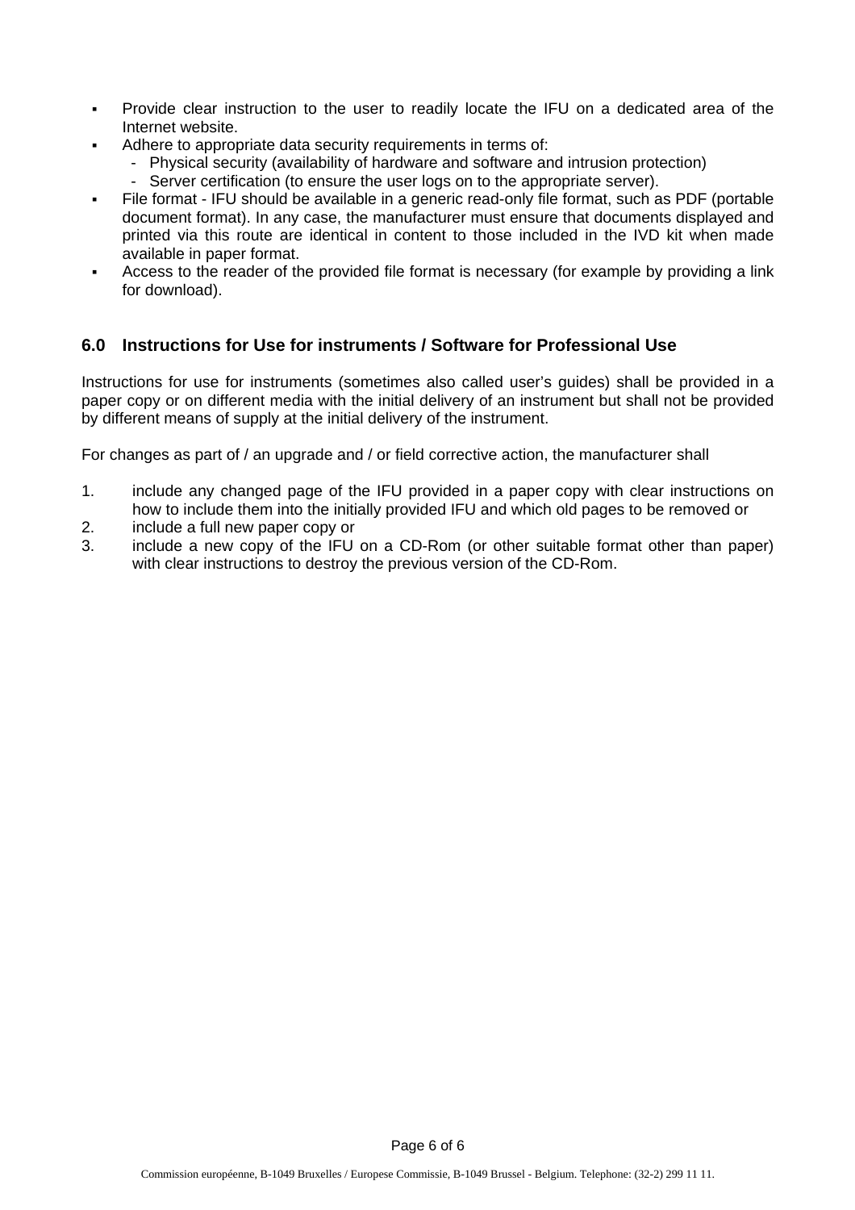- Provide clear instruction to the user to readily locate the IFU on a dedicated area of the Internet website.
- Adhere to appropriate data security requirements in terms of:
  - Physical security (availability of hardware and software and intrusion protection)
  - Server certification (to ensure the user logs on to the appropriate server).
- File format - IFU should be available in a generic read-only file format, such as PDF (portable document format). In any case, the manufacturer must ensure that documents displayed and printed via this route are identical in content to those included in the IVD kit when made available in paper format.
- Access to the reader of the provided file format is necessary (for example by providing a link for download).

## 6.0 Instructions for Use for instruments / Software for Professional Use

Instructions for use for instruments (sometimes also called user's guides) shall be provided in a paper copy or on different media with the initial delivery of an instrument but shall not be provided by different means of supply at the initial delivery of the instrument.

For changes as part of / an upgrade and / or field corrective action, the manufacturer shall

1. include any changed page of the IFU provided in a paper copy with clear instructions on how to include them into the initially provided IFU and which old pages to be removed or
2. include a full new paper copy or
3. include a new copy of the IFU on a CD-Rom (or other suitable format other than paper) with clear instructions to destroy the previous version of the CD-Rom.